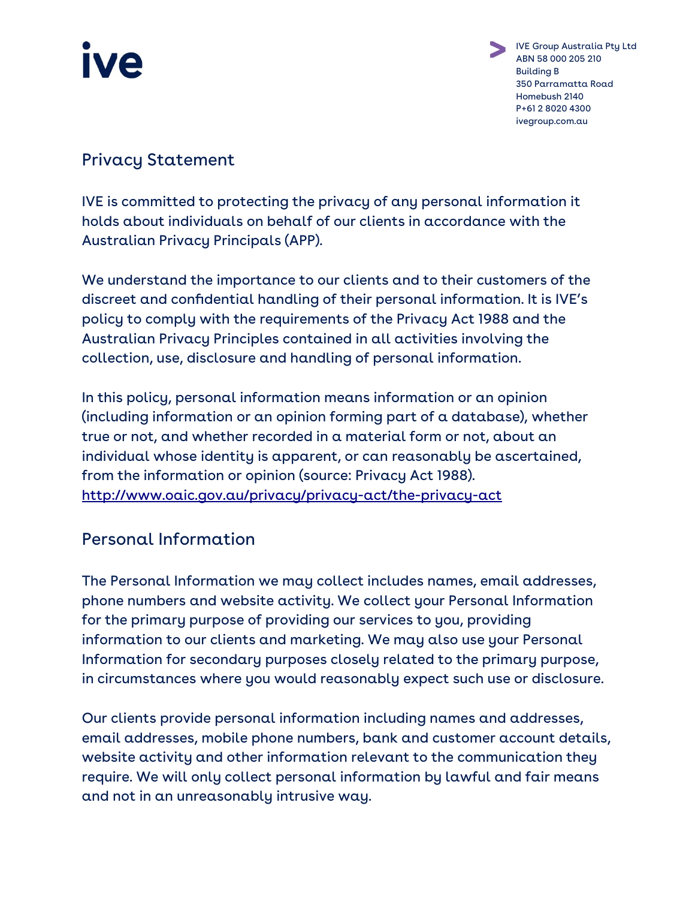ive

IVE Group Australia Pty Ltd
ABN 58 000 205 210
Building B
350 Parramatta Road
Homebush 2140
P+61 2 8020 4300
ivegroup.com.au

## Privacy Statement

IVE is committed to protecting the privacy of any personal information it holds about individuals on behalf of our clients in accordance with the Australian Privacy Principals (APP).

We understand the importance to our clients and to their customers of the discreet and confidential handling of their personal information. It is IVE's policy to comply with the requirements of the Privacy Act 1988 and the Australian Privacy Principles contained in all activities involving the collection, use, disclosure and handling of personal information.

In this policy, personal information means information or an opinion (including information or an opinion forming part of a database), whether true or not, and whether recorded in a material form or not, about an individual whose identity is apparent, or can reasonably be ascertained, from the information or opinion (source: Privacy Act 1988). [http://www.oaic.gov.au/privacy/privacy-act/the-privacy-act](http://www.oaic.gov.au/privacy/privacy-act/the-privacy-act)

## Personal Information

The Personal Information we may collect includes names, email addresses, phone numbers and website activity. We collect your Personal Information for the primary purpose of providing our services to you, providing information to our clients and marketing. We may also use your Personal Information for secondary purposes closely related to the primary purpose, in circumstances where you would reasonably expect such use or disclosure.

Our clients provide personal information including names and addresses, email addresses, mobile phone numbers, bank and customer account details, website activity and other information relevant to the communication they require. We will only collect personal information by lawful and fair means and not in an unreasonably intrusive way.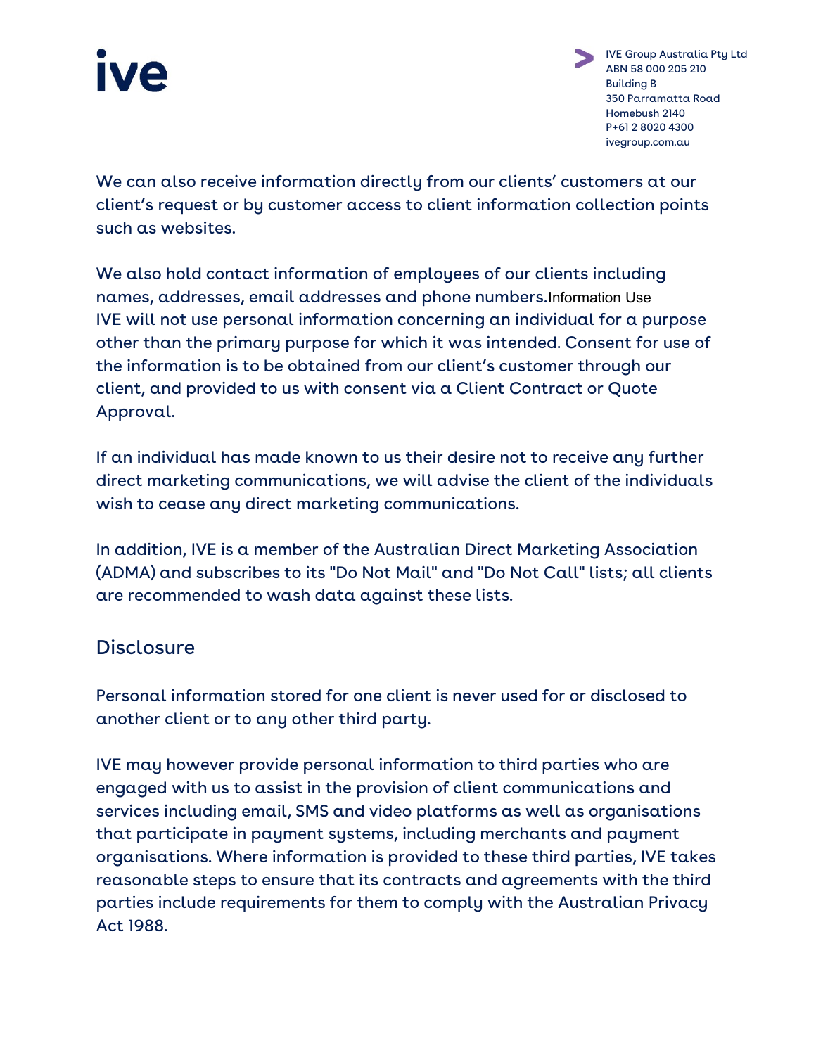We can also receive information directly from our clients' customers at our client's request or by customer access to client information collection points such as websites.

We also hold contact information of employees of our clients including names, addresses, email addresses and phone numbers.

## Information Use

IVE will not use personal information concerning an individual for a purpose other than the primary purpose for which it was intended. Consent for use of the information is to be obtained from our client's customer through our client, and provided to us with consent via a Client Contract or Quote Approval.

If an individual has made known to us their desire not to receive any further direct marketing communications, we will advise the client of the individuals wish to cease any direct marketing communications.

In addition, IVE is a member of the Australian Direct Marketing Association (ADMA) and subscribes to its "Do Not Mail" and "Do Not Call" lists; all clients are recommended to wash data against these lists.

## Disclosure

Personal information stored for one client is never used for or disclosed to another client or to any other third party.

IVE may however provide personal information to third parties who are engaged with us to assist in the provision of client communications and services including email, SMS and video platforms as well as organisations that participate in payment systems, including merchants and payment organisations. Where information is provided to these third parties, IVE takes reasonable steps to ensure that its contracts and agreements with the third parties include requirements for them to comply with the Australian Privacy Act 1988.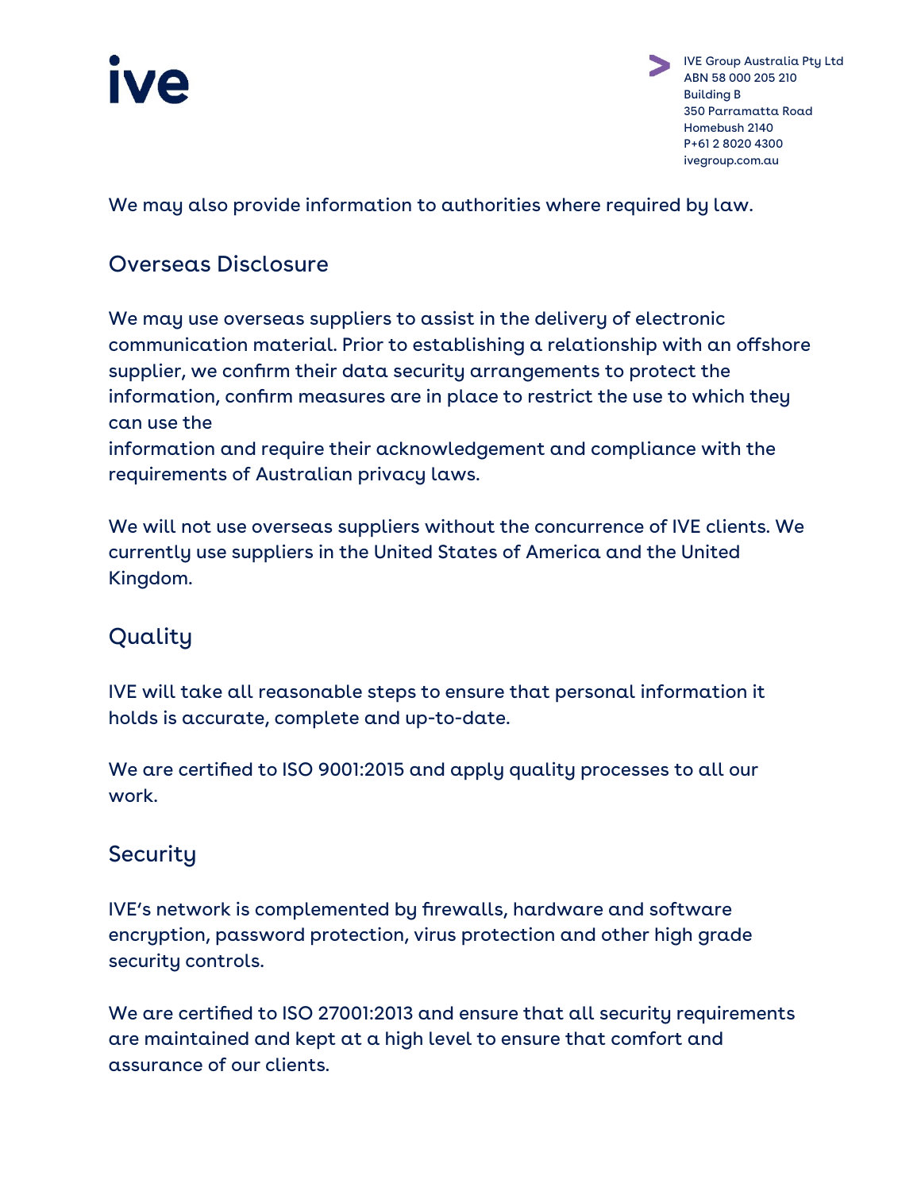We may also provide information to authorities where required by law.

## Overseas Disclosure

We may use overseas suppliers to assist in the delivery of electronic communication material. Prior to establishing a relationship with an offshore supplier, we confirm their data security arrangements to protect the information, confirm measures are in place to restrict the use to which they can use the information and require their acknowledgement and compliance with the requirements of Australian privacy laws.

We will not use overseas suppliers without the concurrence of IVE clients. We currently use suppliers in the United States of America and the United Kingdom.

## Quality

IVE will take all reasonable steps to ensure that personal information it holds is accurate, complete and up-to-date.

We are certified to ISO 9001:2015 and apply quality processes to all our work.

## Security

IVE's network is complemented by firewalls, hardware and software encryption, password protection, virus protection and other high grade security controls.

We are certified to ISO 27001:2013 and ensure that all security requirements are maintained and kept at a high level to ensure that comfort and assurance of our clients.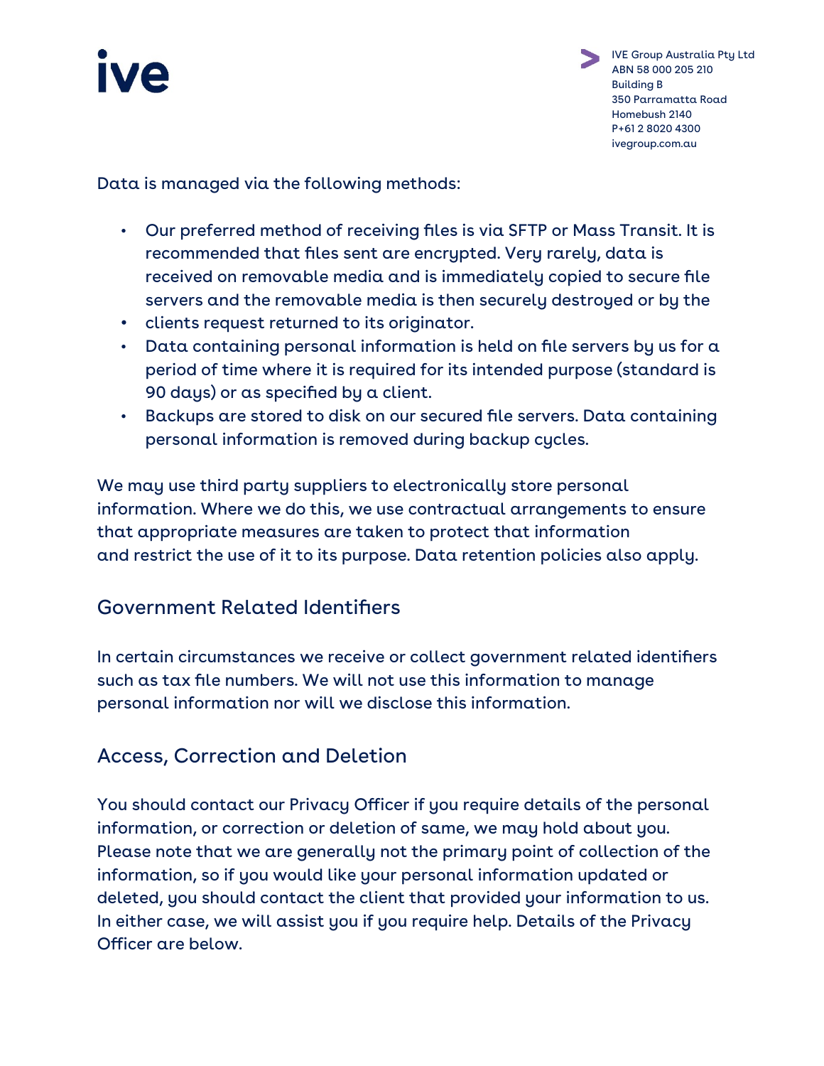Data is managed via the following methods:

- Our preferred method of receiving files is via SFTP or Mass Transit. It is recommended that files sent are encrypted. Very rarely, data is received on removable media and is immediately copied to secure file servers and the removable media is then securely destroyed or by the
- clients request returned to its originator.
- Data containing personal information is held on file servers by us for a period of time where it is required for its intended purpose (standard is 90 days) or as specified by a client.
- Backups are stored to disk on our secured file servers. Data containing personal information is removed during backup cycles.

We may use third party suppliers to electronically store personal information. Where we do this, we use contractual arrangements to ensure that appropriate measures are taken to protect that information and restrict the use of it to its purpose. Data retention policies also apply.

## Government Related Identifiers

In certain circumstances we receive or collect government related identifiers such as tax file numbers. We will not use this information to manage personal information nor will we disclose this information.

## Access, Correction and Deletion

You should contact our Privacy Officer if you require details of the personal information, or correction or deletion of same, we may hold about you. Please note that we are generally not the primary point of collection of the information, so if you would like your personal information updated or deleted, you should contact the client that provided your information to us. In either case, we will assist you if you require help. Details of the Privacy Officer are below.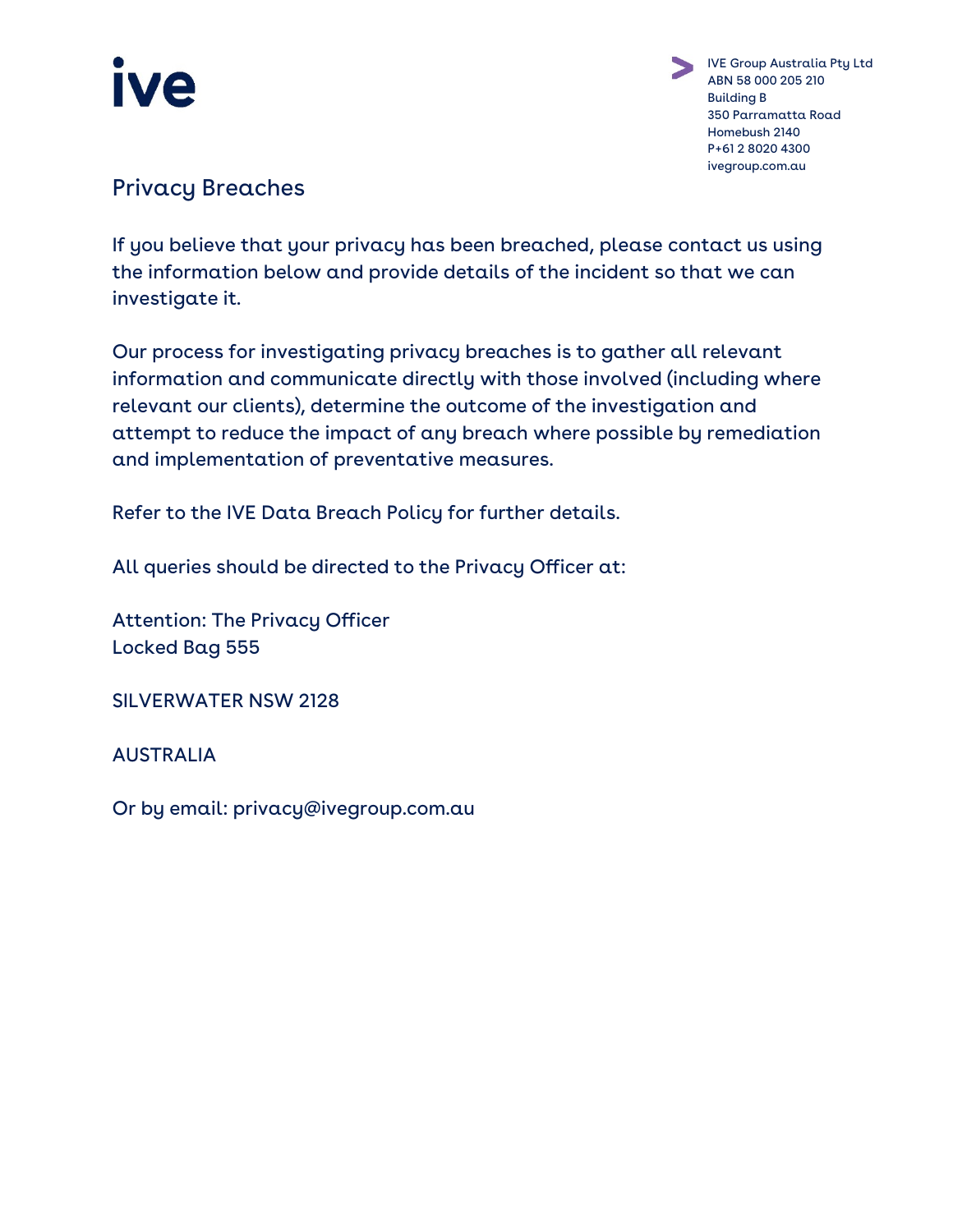IVE Group Australia Pty Ltd
ABN 58 000 205 210
Building B
350 Parramatta Road
Homebush 2140
P+61 2 8020 4300
ivegroup.com.au

## Privacy Breaches

If you believe that your privacy has been breached, please contact us using the information below and provide details of the incident so that we can investigate it.

Our process for investigating privacy breaches is to gather all relevant information and communicate directly with those involved (including where relevant our clients), determine the outcome of the investigation and attempt to reduce the impact of any breach where possible by remediation and implementation of preventative measures.

Refer to the IVE Data Breach Policy for further details.

All queries should be directed to the Privacy Officer at:

Attention: The Privacy Officer
Locked Bag 555

SILVERWATER NSW 2128

AUSTRALIA

Or by email: privacy@ivegroup.com.au